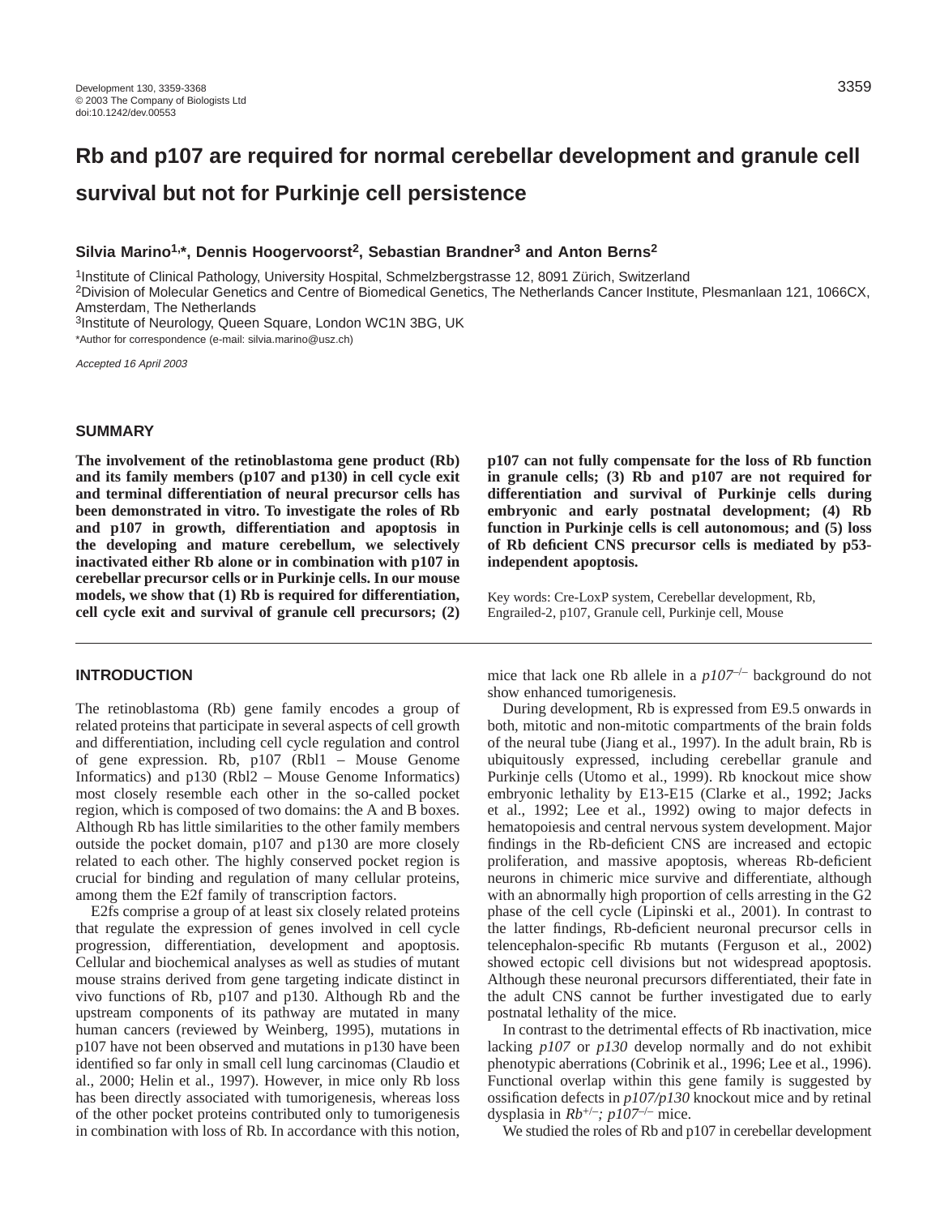# Rb and p107 are required for normal cerebellar development and granule cell survival but not for Purkinje cell persistence

**Silvia Marino[1,*], Dennis Hoogervoorst[2], Sebastian Brandner[3] and Anton Berns[2]**

[1]Institute of Clinical Pathology, University Hospital, Schmelzbergstrasse 12, 8091 Zürich, Switzerland
[2]Division of Molecular Genetics and Centre of Biomedical Genetics, The Netherlands Cancer Institute, Plesmanlaan 121, 1066CX, Amsterdam, The Netherlands
[3]Institute of Neurology, Queen Square, London WC1N 3BG, UK
*Author for correspondence (e-mail: silvia.marino@usz.ch)

*Accepted 16 April 2003*

## SUMMARY

**The involvement of the retinoblastoma gene product (Rb) and its family members (p107 and p130) in cell cycle exit and terminal differentiation of neural precursor cells has been demonstrated in vitro. To investigate the roles of Rb and p107 in growth, differentiation and apoptosis in the developing and mature cerebellum, we selectively inactivated either Rb alone or in combination with p107 in cerebellar precursor cells or in Purkinje cells. In our mouse models, we show that (1) Rb is required for differentiation, cell cycle exit and survival of granule cell precursors; (2) p107 can not fully compensate for the loss of Rb function in granule cells; (3) Rb and p107 are not required for differentiation and survival of Purkinje cells during embryonic and early postnatal development; (4) Rb function in Purkinje cells is cell autonomous; and (5) loss of Rb deficient CNS precursor cells is mediated by p53-independent apoptosis.**

Key words: Cre-LoxP system, Cerebellar development, Rb, Engrailed-2, p107, Granule cell, Purkinje cell, Mouse

## INTRODUCTION

The retinoblastoma (Rb) gene family encodes a group of related proteins that participate in several aspects of cell growth and differentiation, including cell cycle regulation and control of gene expression. Rb, p107 (Rbl1 – Mouse Genome Informatics) and p130 (Rbl2 – Mouse Genome Informatics) most closely resemble each other in the so-called pocket region, which is composed of two domains: the A and B boxes. Although Rb has little similarities to the other family members outside the pocket domain, p107 and p130 are more closely related to each other. The highly conserved pocket region is crucial for binding and regulation of many cellular proteins, among them the E2f family of transcription factors.

E2fs comprise a group of at least six closely related proteins that regulate the expression of genes involved in cell cycle progression, differentiation, development and apoptosis. Cellular and biochemical analyses as well as studies of mutant mouse strains derived from gene targeting indicate distinct in vivo functions of Rb, p107 and p130. Although Rb and the upstream components of its pathway are mutated in many human cancers (reviewed by Weinberg, 1995), mutations in p107 have not been observed and mutations in p130 have been identified so far only in small cell lung carcinomas (Claudio et al., 2000; Helin et al., 1997). However, in mice only Rb loss has been directly associated with tumorigenesis, whereas loss of the other pocket proteins contributed only to tumorigenesis in combination with loss of Rb. In accordance with this notion, mice that lack one Rb allele in a *p107*$^{-/-}$ background do not show enhanced tumorigenesis.

During development, Rb is expressed from E9.5 onwards in both, mitotic and non-mitotic compartments of the brain folds of the neural tube (Jiang et al., 1997). In the adult brain, Rb is ubiquitously expressed, including cerebellar granule and Purkinje cells (Utomo et al., 1999). Rb knockout mice show embryonic lethality by E13-E15 (Clarke et al., 1992; Jacks et al., 1992; Lee et al., 1992) owing to major defects in hematopoiesis and central nervous system development. Major findings in the Rb-deficient CNS are increased and ectopic proliferation, and massive apoptosis, whereas Rb-deficient neurons in chimeric mice survive and differentiate, although with an abnormally high proportion of cells arresting in the G2 phase of the cell cycle (Lipinski et al., 2001). In contrast to the latter findings, Rb-deficient neuronal precursor cells in telencephalon-specific Rb mutants (Ferguson et al., 2002) showed ectopic cell divisions but not widespread apoptosis. Although these neuronal precursors differentiated, their fate in the adult CNS cannot be further investigated due to early postnatal lethality of the mice.

In contrast to the detrimental effects of Rb inactivation, mice lacking *p107* or *p130* develop normally and do not exhibit phenotypic aberrations (Cobrinik et al., 1996; Lee et al., 1996). Functional overlap within this gene family is suggested by ossification defects in *p107/p130* knockout mice and by retinal dysplasia in *Rb*$^{+/-}$*; p107*$^{-/-}$ mice.

We studied the roles of Rb and p107 in cerebellar development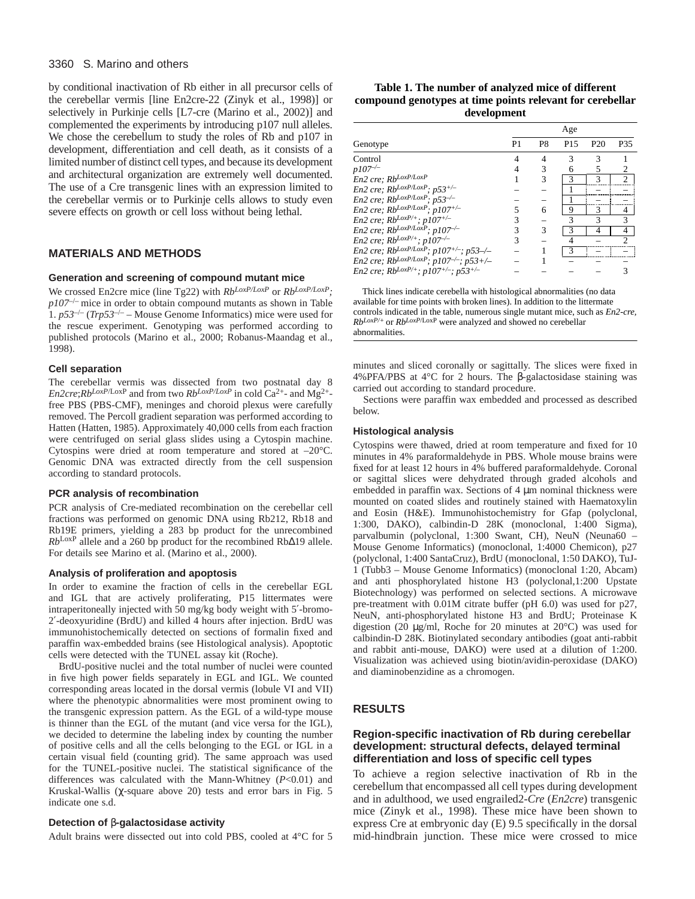by conditional inactivation of Rb either in all precursor cells of the cerebellar vermis [line En2cre-22 (Zinyk et al., 1998)] or selectively in Purkinje cells [L7-cre (Marino et al., 2002)] and complemented the experiments by introducing p107 null alleles. We chose the cerebellum to study the roles of Rb and p107 in development, differentiation and cell death, as it consists of a limited number of distinct cell types, and because its development and architectural organization are extremely well documented. The use of a Cre transgenic lines with an expression limited to the cerebellar vermis or to Purkinje cells allows to study even severe effects on growth or cell loss without being lethal.

## MATERIALS AND METHODS

### Generation and screening of compound mutant mice

We crossed En2cre mice (line Tg22) with $Rb^{LoxP/LoxP}$ or $Rb^{LoxP/LoxP}$; $p107^{-/-}$ mice in order to obtain compound mutants as shown in Table 1. $p53^{-/-}$ ($Trp53^{-/-}$ – Mouse Genome Informatics) mice were used for the rescue experiment. Genotyping was performed according to published protocols (Marino et al., 2000; Robanus-Maandag et al., 1998).

### Cell separation

The cerebellar vermis was dissected from two postnatal day 8 *En2cre*;$Rb^{LoxP/LoxP}$ and from two $Rb^{LoxP/LoxP}$ in cold $Ca^{2+}$- and $Mg^{2+}$-free PBS (PBS-CMF), meninges and choroid plexus were carefully removed. The Percoll gradient separation was performed according to Hatten (Hatten, 1985). Approximately 40,000 cells from each fraction were centrifuged on serial glass slides using a Cytospin machine. Cytospins were dried at room temperature and stored at –20°C. Genomic DNA was extracted directly from the cell suspension according to standard protocols.

### PCR analysis of recombination

PCR analysis of Cre-mediated recombination on the cerebellar cell fractions was performed on genomic DNA using Rb212, Rb18 and Rb19E primers, yielding a 283 bp product for the unrecombined $Rb^{LoxP}$ allele and a 260 bp product for the recombined RbΔ19 allele. For details see Marino et al. (Marino et al., 2000).

### Analysis of proliferation and apoptosis

In order to examine the fraction of cells in the cerebellar EGL and IGL that are actively proliferating, P15 littermates were intraperitoneally injected with 50 mg/kg body weight with 5′-bromo-2′-deoxyuridine (BrdU) and killed 4 hours after injection. BrdU was immunohistochemically detected on sections of formalin fixed and paraffin wax-embedded brains (see Histological analysis). Apoptotic cells were detected with the TUNEL assay kit (Roche).

BrdU-positive nuclei and the total number of nuclei were counted in five high power fields separately in EGL and IGL. We counted corresponding areas located in the dorsal vermis (lobule VI and VII) where the phenotypic abnormalities were most prominent owing to the transgenic expression pattern. As the EGL of a wild-type mouse is thinner than the EGL of the mutant (and vice versa for the IGL), we decided to determine the labeling index by counting the number of positive cells and all the cells belonging to the EGL or IGL in a certain visual field (counting grid). The same approach was used for the TUNEL-positive nuclei. The statistical significance of the differences was calculated with the Mann-Whitney ($P$<0.01) and Kruskal-Wallis (χ-square above 20) tests and error bars in Fig. 5 indicate one s.d.

### Detection of β-galactosidase activity

Adult brains were dissected out into cold PBS, cooled at 4°C for 5 minutes and sliced coronally or sagittally. The slices were fixed in 4%PFA/PBS at 4°C for 2 hours. The β-galactosidase staining was carried out according to standard procedure.

Sections were paraffin wax embedded and processed as described below.

**Table 1. The number of analyzed mice of different compound genotypes at time points relevant for cerebellar development**

| Genotype | Age P1 | P8 | P15 | P20 | P35 |
|---|---|---|---|---|---|
| Control | 4 | 4 | 3 | 3 | 1 |
| $p107^{-/-}$ | 4 | 3 | 6 | 5 | 2 |
| *En2 cre*; $Rb^{LoxP/LoxP}$ | 1 | 3 | 3 | 3 | 2 |
| *En2 cre*; $Rb^{LoxP/LoxP}$; $p53^{+/-}$ | – | – | 1 | – | – |
| *En2 cre*; $Rb^{LoxP/LoxP}$; $p53^{-/-}$ | – | – | 1 | – | – |
| *En2 cre*; $Rb^{LoxP/LoxP}$; $p107^{+/-}$ | 5 | 6 | 9 | 3 | 4 |
| *En2 cre*; $Rb^{LoxP/+}$; $p107^{+/-}$ | 3 | – | 3 | 3 | 3 |
| *En2 cre*; $Rb^{LoxP/LoxP}$; $p107^{-/-}$ | 3 | 3 | 3 | 4 | 4 |
| *En2 cre*; $Rb^{LoxP/+}$; $p107^{-/-}$ | 3 | – | 4 | – | 2 |
| *En2 cre*; $Rb^{LoxP/LoxP}$; $p107^{+/-}$; $p53^{-/-}$ | – | 1 | 3 | – | – |
| *En2 cre*; $Rb^{LoxP/LoxP}$; $p107^{-/-}$; $p53^{+/-}$ | – | 1 | – | – | – |
| *En2 cre*; $Rb^{LoxP/+}$; $p107^{+/-}$; $p53^{+/-}$ | – | – | – | – | 3 |

Thick lines indicate cerebella with histological abnormalities (no data available for time points with broken lines). In addition to the littermate controls indicated in the table, numerous single mutant mice, such as *En2-cre*, $Rb^{LoxP/+}$ or $Rb^{LoxP/LoxP}$ were analyzed and showed no cerebellar abnormalities.

### Histological analysis

Cytospins were thawed, dried at room temperature and fixed for 10 minutes in 4% paraformaldehyde in PBS. Whole mouse brains were fixed for at least 12 hours in 4% buffered paraformaldehyde. Coronal or sagittal slices were dehydrated through graded alcohols and embedded in paraffin wax. Sections of 4 μm nominal thickness were mounted on coated slides and routinely stained with Haematoxylin and Eosin (H&E). Immunohistochemistry for Gfap (polyclonal, 1:300, DAKO), calbindin-D 28K (monoclonal, 1:400 Sigma), parvalbumin (polyclonal, 1:300 Swant, CH), NeuN (Neuna60 – Mouse Genome Informatics) (monoclonal, 1:4000 Chemicon), p27 (polyclonal, 1:400 SantaCruz), BrdU (monoclonal, 1:50 DAKO), TuJ-1 (Tubb3 – Mouse Genome Informatics) (monoclonal 1:20, Abcam) and anti phosphorylated histone H3 (polyclonal,1:200 Upstate Biotechnology) was performed on selected sections. A microwave pre-treatment with 0.01M citrate buffer (pH 6.0) was used for p27, NeuN, anti-phosphorylated histone H3 and BrdU; Proteinase K digestion (20 μg/ml, Roche for 20 minutes at 20°C) was used for calbindin-D 28K. Biotinylated secondary antibodies (goat anti-rabbit and rabbit anti-mouse, DAKO) were used at a dilution of 1:200. Visualization was achieved using biotin/avidin-peroxidase (DAKO) and diaminobenzidine as a chromogen.

## RESULTS

### Region-specific inactivation of Rb during cerebellar development: structural defects, delayed terminal differentiation and loss of specific cell types

To achieve a region selective inactivation of Rb in the cerebellum that encompassed all cell types during development and in adulthood, we used engrailed2-*Cre* (*En2cre*) transgenic mice (Zinyk et al., 1998). These mice have been shown to express Cre at embryonic day (E) 9.5 specifically in the dorsal mid-hindbrain junction. These mice were crossed to mice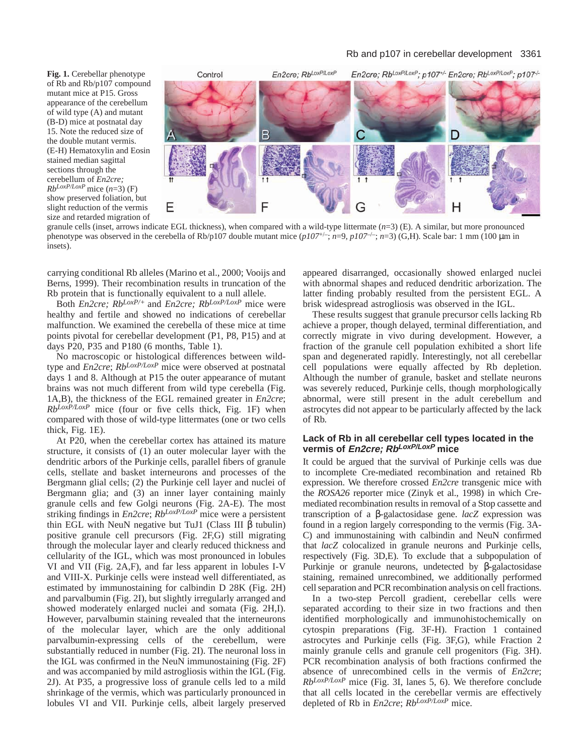**Fig. 1.** Cerebellar phenotype of Rb and Rb/p107 compound mutant mice at P15. Gross appearance of the cerebellum of wild type (A) and mutant (B-D) mice at postnatal day 15. Note the reduced size of the double mutant vermis. (E-H) Hematoxylin and Eosin stained median sagittal sections through the cerebellum of *En2cre; Rb$^{LoxP/LoxP}$* mice (*n*=3) (F) show preserved foliation, but slight reduction of the vermis size and retarded migration of granule cells (inset, arrows indicate EGL thickness), when compared with a wild-type littermate (*n*=3) (E). A similar, but more pronounced phenotype was observed in the cerebella of Rb/p107 double mutant mice (*p107$^{+/–}$*; *n*=9, *p107$^{–/–}$*; *n*=3) (G,H). Scale bar: 1 mm (100 μm in insets).

carrying conditional Rb alleles (Marino et al., 2000; Vooijs and Berns, 1999). Their recombination results in truncation of the Rb protein that is functionally equivalent to a null allele.

Both *En2cre; Rb$^{LoxP/+}$* and *En2cre; Rb$^{LoxP/LoxP}$* mice were healthy and fertile and showed no indications of cerebellar malfunction. We examined the cerebella of these mice at time points pivotal for cerebellar development (P1, P8, P15) and at days P20, P35 and P180 (6 months, Table 1).

No macroscopic or histological differences between wild-type and *En2cre*; *Rb$^{LoxP/LoxP}$* mice were observed at postnatal days 1 and 8. Although at P15 the outer appearance of mutant brains was not much different from wild type cerebella (Fig. 1A,B), the thickness of the EGL remained greater in *En2cre*; *Rb$^{LoxP/LoxP}$* mice (four or five cells thick, Fig. 1F) when compared with those of wild-type littermates (one or two cells thick, Fig. 1E).

At P20, when the cerebellar cortex has attained its mature structure, it consists of (1) an outer molecular layer with the dendritic arbors of the Purkinje cells, parallel fibers of granule cells, stellate and basket interneurons and processes of the Bergmann glial cells; (2) the Purkinje cell layer and nuclei of Bergmann glia; and (3) an inner layer containing mainly granule cells and few Golgi neurons (Fig. 2A-E). The most striking findings in *En2cre*; *Rb$^{LoxP/LoxP}$* mice were a persistent thin EGL with NeuN negative but TuJ1 (Class III β tubulin) positive granule cell precursors (Fig. 2F,G) still migrating through the molecular layer and clearly reduced thickness and cellularity of the IGL, which was most pronounced in lobules VI and VII (Fig. 2A,F), and far less apparent in lobules I-V and VIII-X. Purkinje cells were instead well differentiated, as estimated by immunostaining for calbindin D 28K (Fig. 2H) and parvalbumin (Fig. 2I), but slightly irregularly arranged and showed moderately enlarged nuclei and somata (Fig. 2H,I). However, parvalbumin staining revealed that the interneurons of the molecular layer, which are the only additional parvalbumin-expressing cells of the cerebellum, were substantially reduced in number (Fig. 2I). The neuronal loss in the IGL was confirmed in the NeuN immunostaining (Fig. 2F) and was accompanied by mild astrogliosis within the IGL (Fig. 2J). At P35, a progressive loss of granule cells led to a mild shrinkage of the vermis, which was particularly pronounced in lobules VI and VII. Purkinje cells, albeit largely preserved appeared disarranged, occasionally showed enlarged nuclei with abnormal shapes and reduced dendritic arborization. The latter finding probably resulted from the persistent EGL. A brisk widespread astrogliosis was observed in the IGL.

These results suggest that granule precursor cells lacking Rb achieve a proper, though delayed, terminal differentiation, and correctly migrate in vivo during development. However, a fraction of the granule cell population exhibited a short life span and degenerated rapidly. Interestingly, not all cerebellar cell populations were equally affected by Rb depletion. Although the number of granule, basket and stellate neurons was severely reduced, Purkinje cells, though morphologically abnormal, were still present in the adult cerebellum and astrocytes did not appear to be particularly affected by the lack of Rb.

## Lack of Rb in all cerebellar cell types located in the vermis of *En2cre; Rb$^{LoxP/LoxP}$* mice

It could be argued that the survival of Purkinje cells was due to incomplete Cre-mediated recombination and retained Rb protein expression. We therefore crossed *En2cre* transgenic mice with the *ROSA26* reporter mice (Zinyk et al., 1998) in which Cre-mediated recombination results in removal of a Stop cassette and transcription of a β-galactosidase gene. *lacZ* expression was found in a region largely corresponding to the vermis (Fig. 3A-C) and immunostaining with calbindin and NeuN confirmed that *lacZ* colocalized in granule neurons and Purkinje cells, respectively (Fig. 3D,E). To exclude that a subpopulation of Purkinje or granule neurons, undetected by β-galactosidase staining, remained unrecombined, we additionally performed cell separation and PCR recombination analysis on cell fractions.

In a two-step Percoll gradient, cerebellar cells were separated according to their size in two fractions and then identified morphologically and immunohistochemically on cytospin preparations (Fig. 3F-H). Fraction 1 contained astrocytes and Purkinje cells (Fig. 3F,G), while Fraction 2 mainly granule cells and granule cell progenitors (Fig. 3H). PCR recombination analysis of both fractions confirmed the absence of unrecombined cells in the vermis of *En2cre*; *Rb$^{LoxP/LoxP}$* mice (Fig. 3I, lanes 5, 6). We therefore conclude that all cells located in the cerebellar vermis are effectively depleted of Rb in *En2cre*; *Rb$^{LoxP/LoxP}$* mice.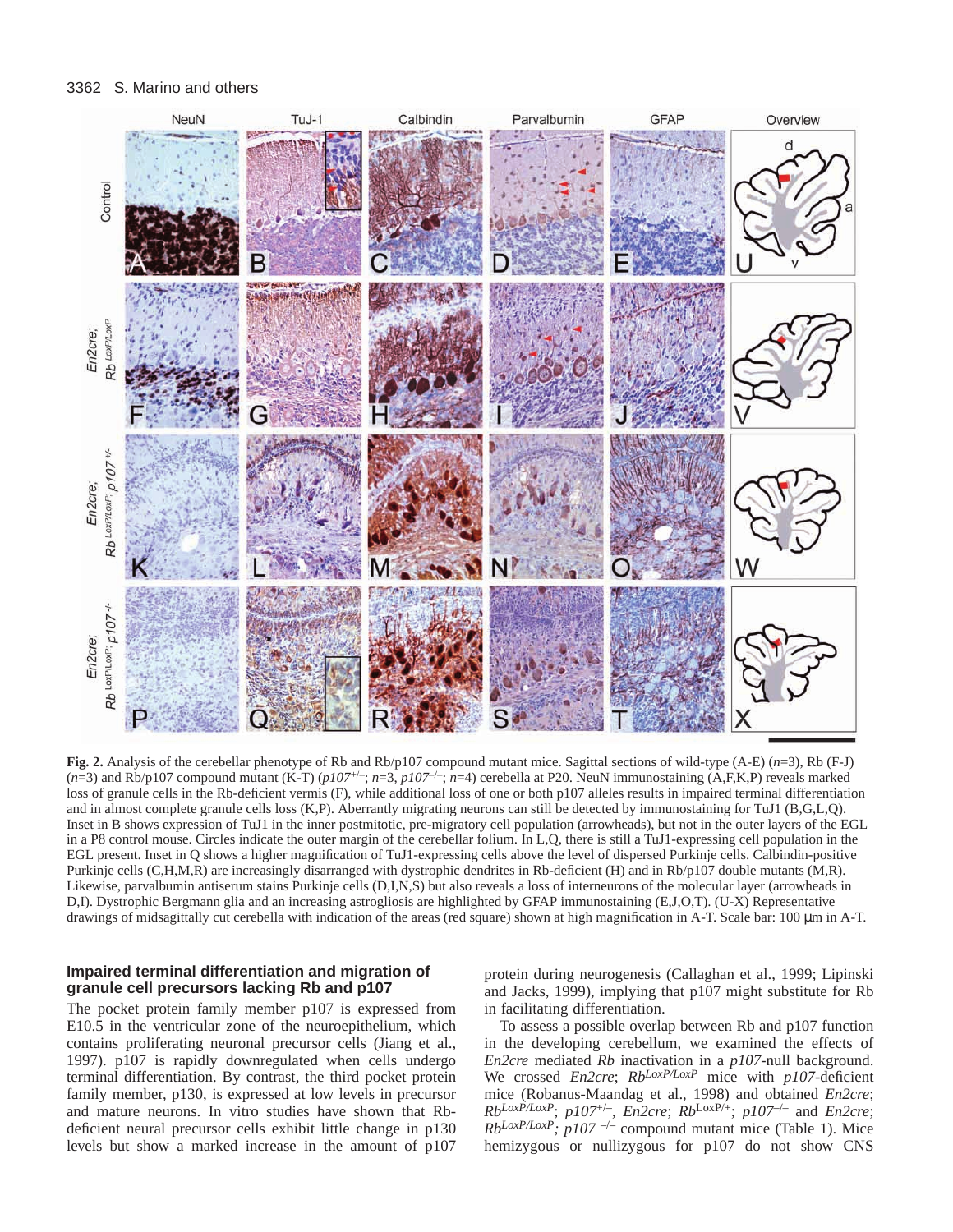**Fig. 2.** Analysis of the cerebellar phenotype of Rb and Rb/p107 compound mutant mice. Sagittal sections of wild-type (A-E) (*n*=3), Rb (F-J) (*n*=3) and Rb/p107 compound mutant (K-T) (*p107*$^{+/-}$; *n*=3, *p107*$^{-/-}$; *n*=4) cerebella at P20. NeuN immunostaining (A,F,K,P) reveals marked loss of granule cells in the Rb-deficient vermis (F), while additional loss of one or both p107 alleles results in impaired terminal differentiation and in almost complete granule cells loss (K,P). Aberrantly migrating neurons can still be detected by immunostaining for TuJ1 (B,G,L,Q). Inset in B shows expression of TuJ1 in the inner postmitotic, pre-migratory cell population (arrowheads), but not in the outer layers of the EGL in a P8 control mouse. Circles indicate the outer margin of the cerebellar folium. In L,Q, there is still a TuJ1-expressing cell population in the EGL present. Inset in Q shows a higher magnification of TuJ1-expressing cells above the level of dispersed Purkinje cells. Calbindin-positive Purkinje cells (C,H,M,R) are increasingly disarranged with dystrophic dendrites in Rb-deficient (H) and in Rb/p107 double mutants (M,R). Likewise, parvalbumin antiserum stains Purkinje cells (D,I,N,S) but also reveals a loss of interneurons of the molecular layer (arrowheads in D,I). Dystrophic Bergmann glia and an increasing astrogliosis are highlighted by GFAP immunostaining (E,J,O,T). (U-X) Representative drawings of midsagittally cut cerebella with indication of the areas (red square) shown at high magnification in A-T. Scale bar: 100 μm in A-T.

### Impaired terminal differentiation and migration of granule cell precursors lacking Rb and p107

The pocket protein family member p107 is expressed from E10.5 in the ventricular zone of the neuroepithelium, which contains proliferating neuronal precursor cells (Jiang et al., 1997). p107 is rapidly downregulated when cells undergo terminal differentiation. By contrast, the third pocket protein family member, p130, is expressed at low levels in precursor and mature neurons. In vitro studies have shown that Rb-deficient neural precursor cells exhibit little change in p130 levels but show a marked increase in the amount of p107 protein during neurogenesis (Callaghan et al., 1999; Lipinski and Jacks, 1999), implying that p107 might substitute for Rb in facilitating differentiation.

To assess a possible overlap between Rb and p107 function in the developing cerebellum, we examined the effects of *En2cre* mediated *Rb* inactivation in a *p107*-null background. We crossed *En2cre*; *Rb*$^{LoxP/LoxP}$ mice with *p107*-deficient mice (Robanus-Maandag et al., 1998) and obtained *En2cre*; *Rb*$^{LoxP/LoxP}$; *p107*$^{+/-}$, *En2cre*; *Rb*$^{LoxP/+}$; *p107*$^{-/-}$ and *En2cre*; *Rb*$^{LoxP/LoxP}$; *p107*$^{-/-}$ compound mutant mice (Table 1). Mice hemizygous or nullizygous for p107 do not show CNS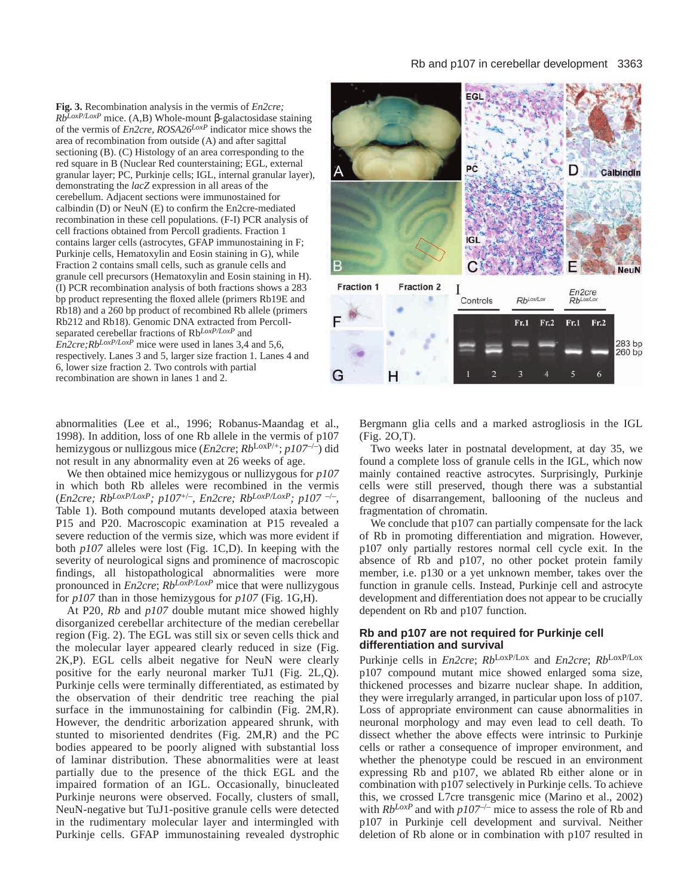**Fig. 3.** Recombination analysis in the vermis of *En2cre; Rb*$^{LoxP/LoxP}$ mice. (A,B) Whole-mount β-galactosidase staining of the vermis of *En2cre, ROSA26*$^{LoxP}$ indicator mice shows the area of recombination from outside (A) and after sagittal sectioning (B). (C) Histology of an area corresponding to the red square in B (Nuclear Red counterstaining; EGL, external granular layer; PC, Purkinje cells; IGL, internal granular layer), demonstrating the *lacZ* expression in all areas of the cerebellum. Adjacent sections were immunostained for calbindin (D) or NeuN (E) to confirm the En2cre-mediated recombination in these cell populations. (F-I) PCR analysis of cell fractions obtained from Percoll gradients. Fraction 1 contains larger cells (astrocytes, GFAP immunostaining in F; Purkinje cells, Hematoxylin and Eosin staining in G), while Fraction 2 contains small cells, such as granule cells and granule cell precursors (Hematoxylin and Eosin staining in H). (I) PCR recombination analysis of both fractions shows a 283 bp product representing the floxed allele (primers Rb19E and Rb18) and a 260 bp product of recombined Rb allele (primers Rb212 and Rb18). Genomic DNA extracted from Percoll-separated cerebellar fractions of Rb$^{LoxP/LoxP}$ and *En2cre;Rb*$^{LoxP/LoxP}$ mice were used in lanes 3,4 and 5,6, respectively. Lanes 3 and 5, larger size fraction 1. Lanes 4 and 6, lower size fraction 2. Two controls with partial recombination are shown in lanes 1 and 2.

abnormalities (Lee et al., 1996; Robanus-Maandag et al., 1998). In addition, loss of one Rb allele in the vermis of p107 hemizygous or nullizgous mice (*En2cre*; *Rb*$^{LoxP/+}$; *p107*$^{-/-}$) did not result in any abnormality even at 26 weeks of age.

We then obtained mice hemizygous or nullizygous for *p107* in which both Rb alleles were recombined in the vermis (*En2cre; Rb*$^{LoxP/LoxP}$*; p107*$^{+/-}$*, En2cre; Rb*$^{LoxP/LoxP}$*; p107* $^{-/-}$, Table 1). Both compound mutants developed ataxia between P15 and P20. Macroscopic examination at P15 revealed a severe reduction of the vermis size, which was more evident if both *p107* alleles were lost (Fig. 1C,D). In keeping with the severity of neurological signs and prominence of macroscopic findings, all histopathological abnormalities were more pronounced in *En2cre*; *Rb*$^{LoxP/LoxP}$ mice that were nullizygous for *p107* than in those hemizygous for *p107* (Fig. 1G,H).

At P20, *Rb* and *p107* double mutant mice showed highly disorganized cerebellar architecture of the median cerebellar region (Fig. 2). The EGL was still six or seven cells thick and the molecular layer appeared clearly reduced in size (Fig. 2K,P). EGL cells albeit negative for NeuN were clearly positive for the early neuronal marker TuJ1 (Fig. 2L,Q). Purkinje cells were terminally differentiated, as estimated by the observation of their dendritic tree reaching the pial surface in the immunostaining for calbindin (Fig. 2M,R). However, the dendritic arborization appeared shrunk, with stunted to misoriented dendrites (Fig. 2M,R) and the PC bodies appeared to be poorly aligned with substantial loss of laminar distribution. These abnormalities were at least partially due to the presence of the thick EGL and the impaired formation of an IGL. Occasionally, binucleated Purkinje neurons were observed. Focally, clusters of small, NeuN-negative but TuJ1-positive granule cells were detected in the rudimentary molecular layer and intermingled with Purkinje cells. GFAP immunostaining revealed dystrophic Bergmann glia cells and a marked astrogliosis in the IGL (Fig. 2O,T).

Two weeks later in postnatal development, at day 35, we found a complete loss of granule cells in the IGL, which now mainly contained reactive astrocytes. Surprisingly, Purkinje cells were still preserved, though there was a substantial degree of disarrangement, ballooning of the nucleus and fragmentation of chromatin.

We conclude that p107 can partially compensate for the lack of Rb in promoting differentiation and migration. However, p107 only partially restores normal cell cycle exit. In the absence of Rb and p107, no other pocket protein family member, i.e. p130 or a yet unknown member, takes over the function in granule cells. Instead, Purkinje cell and astrocyte development and differentiation does not appear to be crucially dependent on Rb and p107 function.

### Rb and p107 are not required for Purkinje cell differentiation and survival

Purkinje cells in *En2cre*; *Rb*$^{LoxP/Lox}$ and *En2cre*; *Rb*$^{LoxP/Lox}$ p107 compound mutant mice showed enlarged soma size, thickened processes and bizarre nuclear shape. In addition, they were irregularly arranged, in particular upon loss of p107. Loss of appropriate environment can cause abnormalities in neuronal morphology and may even lead to cell death. To dissect whether the above effects were intrinsic to Purkinje cells or rather a consequence of improper environment, and whether the phenotype could be rescued in an environment expressing Rb and p107, we ablated Rb either alone or in combination with p107 selectively in Purkinje cells. To achieve this, we crossed L7cre transgenic mice (Marino et al., 2002) with *Rb*$^{LoxP}$ and with *p107*$^{-/-}$ mice to assess the role of Rb and p107 in Purkinje cell development and survival. Neither deletion of Rb alone or in combination with p107 resulted in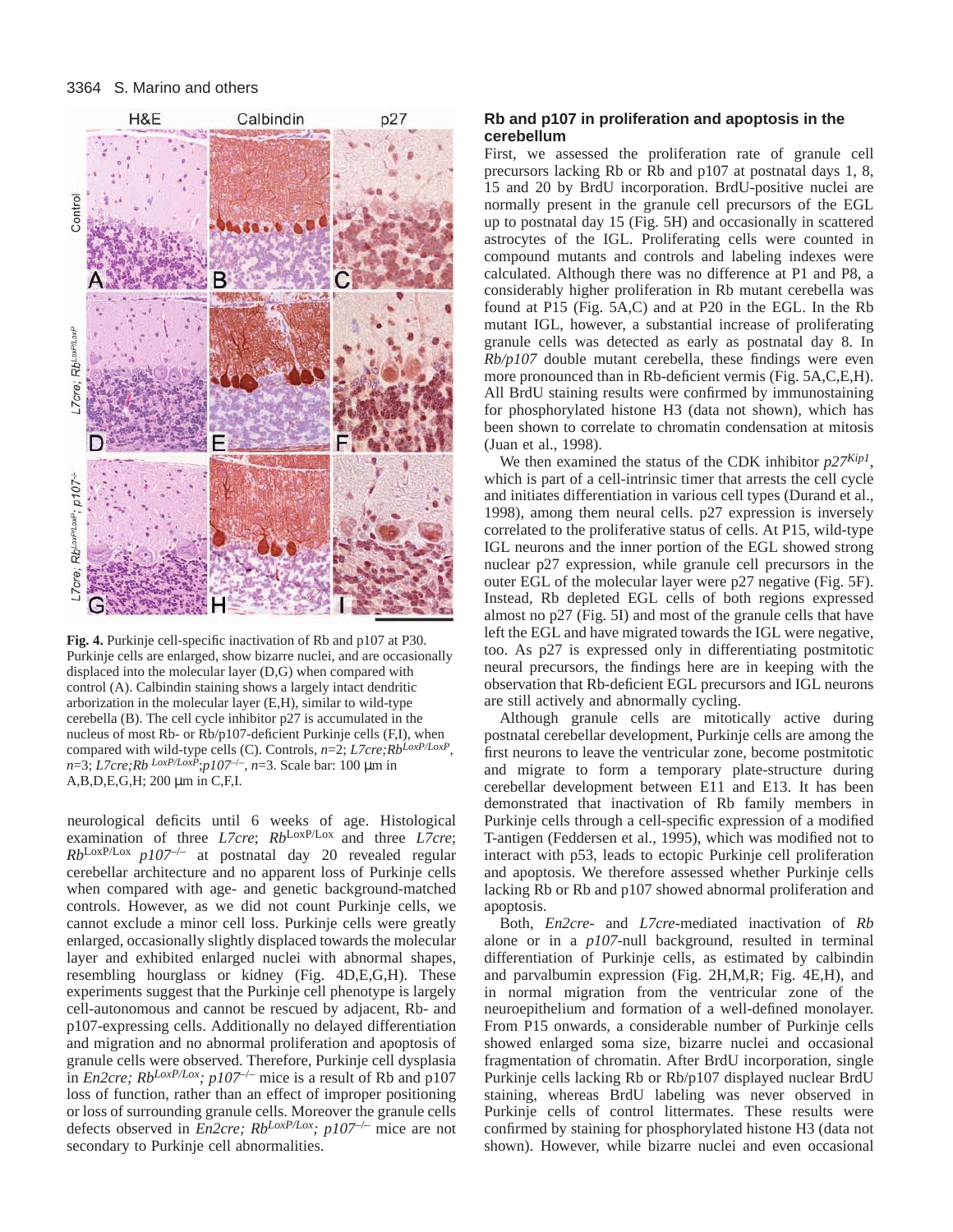**Fig. 4.** Purkinje cell-specific inactivation of Rb and p107 at P30. Purkinje cells are enlarged, show bizarre nuclei, and are occasionally displaced into the molecular layer (D,G) when compared with control (A). Calbindin staining shows a largely intact dendritic arborization in the molecular layer (E,H), similar to wild-type cerebella (B). The cell cycle inhibitor p27 is accumulated in the nucleus of most Rb- or Rb/p107-deficient Purkinje cells (F,I), when compared with wild-type cells (C). Controls, *n*=2; *L7cre;Rb*$^{LoxP/LoxP}$, *n*=3; *L7cre;Rb* $^{LoxP/LoxP}$*;p107*$^{-/-}$, *n*=3. Scale bar: 100 μm in A,B,D,E,G,H; 200 μm in C,F,I.

neurological deficits until 6 weeks of age. Histological examination of three *L7cre*; *Rb*$^{LoxP/Lox}$ and three *L7cre*; *Rb*$^{LoxP/Lox}$ *p107*$^{-/-}$ at postnatal day 20 revealed regular cerebellar architecture and no apparent loss of Purkinje cells when compared with age- and genetic background-matched controls. However, as we did not count Purkinje cells, we cannot exclude a minor cell loss. Purkinje cells were greatly enlarged, occasionally slightly displaced towards the molecular layer and exhibited enlarged nuclei with abnormal shapes, resembling hourglass or kidney (Fig. 4D,E,G,H). These experiments suggest that the Purkinje cell phenotype is largely cell-autonomous and cannot be rescued by adjacent, Rb- and p107-expressing cells. Additionally no delayed differentiation and migration and no abnormal proliferation and apoptosis of granule cells were observed. Therefore, Purkinje cell dysplasia in *En2cre; Rb*$^{LoxP/Lox}$*; p107*$^{-/-}$ mice is a result of Rb and p107 loss of function, rather than an effect of improper positioning or loss of surrounding granule cells. Moreover the granule cells defects observed in *En2cre; Rb*$^{LoxP/Lox}$*; p107*$^{-/-}$ mice are not secondary to Purkinje cell abnormalities.

## Rb and p107 in proliferation and apoptosis in the cerebellum

First, we assessed the proliferation rate of granule cell precursors lacking Rb or Rb and p107 at postnatal days 1, 8, 15 and 20 by BrdU incorporation. BrdU-positive nuclei are normally present in the granule cell precursors of the EGL up to postnatal day 15 (Fig. 5H) and occasionally in scattered astrocytes of the IGL. Proliferating cells were counted in compound mutants and controls and labeling indexes were calculated. Although there was no difference at P1 and P8, a considerably higher proliferation in Rb mutant cerebella was found at P15 (Fig. 5A,C) and at P20 in the EGL. In the Rb mutant IGL, however, a substantial increase of proliferating granule cells was detected as early as postnatal day 8. In *Rb/p107* double mutant cerebella, these findings were even more pronounced than in Rb-deficient vermis (Fig. 5A,C,E,H). All BrdU staining results were confirmed by immunostaining for phosphorylated histone H3 (data not shown), which has been shown to correlate to chromatin condensation at mitosis (Juan et al., 1998).

We then examined the status of the CDK inhibitor *p27*$^{Kip1}$, which is part of a cell-intrinsic timer that arrests the cell cycle and initiates differentiation in various cell types (Durand et al., 1998), among them neural cells. p27 expression is inversely correlated to the proliferative status of cells. At P15, wild-type IGL neurons and the inner portion of the EGL showed strong nuclear p27 expression, while granule cell precursors in the outer EGL of the molecular layer were p27 negative (Fig. 5F). Instead, Rb depleted EGL cells of both regions expressed almost no p27 (Fig. 5I) and most of the granule cells that have left the EGL and have migrated towards the IGL were negative, too. As p27 is expressed only in differentiating postmitotic neural precursors, the findings here are in keeping with the observation that Rb-deficient EGL precursors and IGL neurons are still actively and abnormally cycling.

Although granule cells are mitotically active during postnatal cerebellar development, Purkinje cells are among the first neurons to leave the ventricular zone, become postmitotic and migrate to form a temporary plate-structure during cerebellar development between E11 and E13. It has been demonstrated that inactivation of Rb family members in Purkinje cells through a cell-specific expression of a modified T-antigen (Feddersen et al., 1995), which was modified not to interact with p53, leads to ectopic Purkinje cell proliferation and apoptosis. We therefore assessed whether Purkinje cells lacking Rb or Rb and p107 showed abnormal proliferation and apoptosis.

Both, *En2cre-* and *L7cre*-mediated inactivation of *Rb* alone or in a *p107*-null background, resulted in terminal differentiation of Purkinje cells, as estimated by calbindin and parvalbumin expression (Fig. 2H,M,R; Fig. 4E,H), and in normal migration from the ventricular zone of the neuroepithelium and formation of a well-defined monolayer. From P15 onwards, a considerable number of Purkinje cells showed enlarged soma size, bizarre nuclei and occasional fragmentation of chromatin. After BrdU incorporation, single Purkinje cells lacking Rb or Rb/p107 displayed nuclear BrdU staining, whereas BrdU labeling was never observed in Purkinje cells of control littermates. These results were confirmed by staining for phosphorylated histone H3 (data not shown). However, while bizarre nuclei and even occasional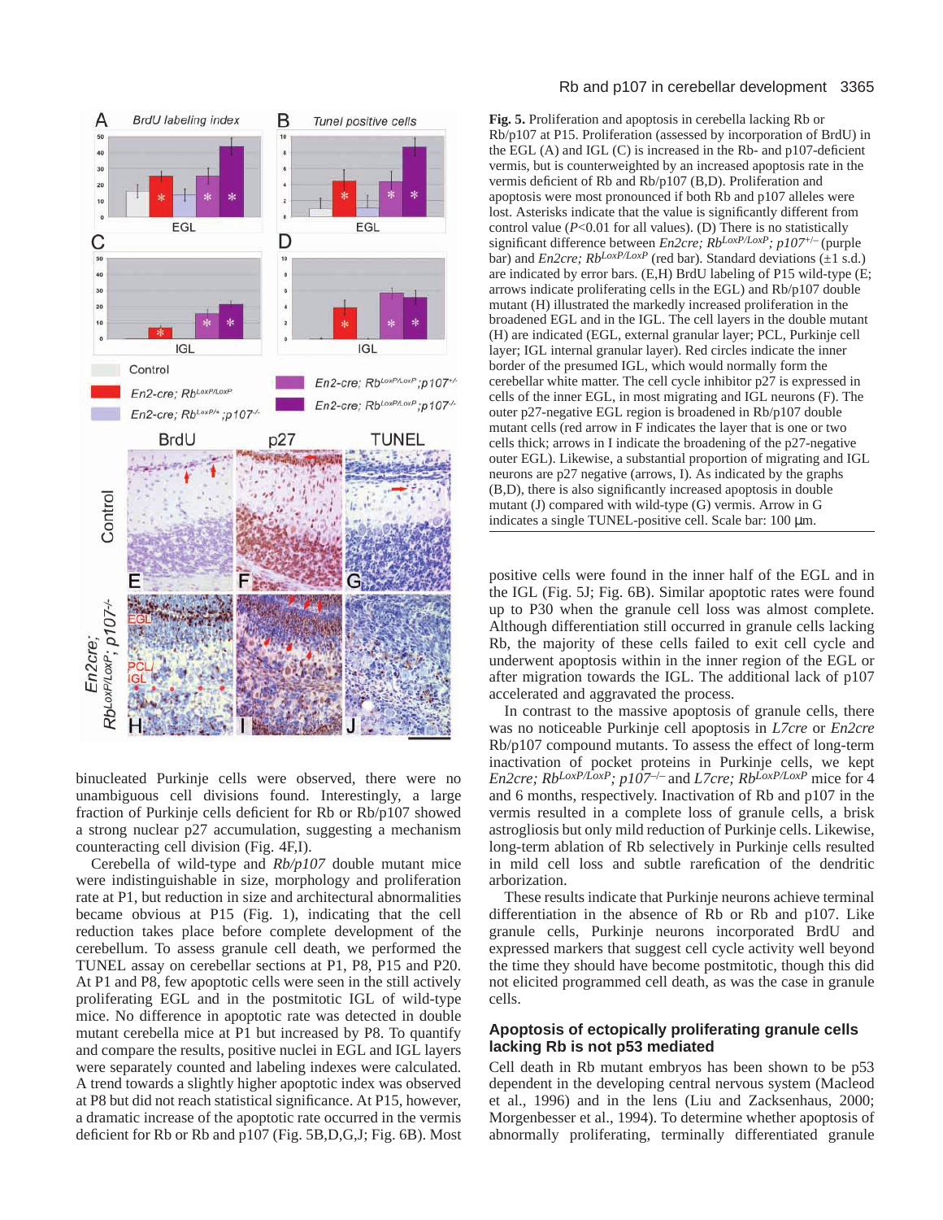**Fig. 5.** Proliferation and apoptosis in cerebella lacking Rb or Rb/p107 at P15. Proliferation (assessed by incorporation of BrdU) in the EGL (A) and IGL (C) is increased in the Rb- and p107-deficient vermis, but is counterweighted by an increased apoptosis rate in the vermis deficient of Rb and Rb/p107 (B,D). Proliferation and apoptosis were most pronounced if both Rb and p107 alleles were lost. Asterisks indicate that the value is significantly different from control value ($P$<0.01 for all values). (D) There is no statistically significant difference between *En2cre; Rb*$^{LoxP/LoxP}$*; p107*$^{+/-}$ (purple bar) and *En2cre; Rb*$^{LoxP/LoxP}$ (red bar). Standard deviations (±1 s.d.) are indicated by error bars. (E,H) BrdU labeling of P15 wild-type (E; arrows indicate proliferating cells in the EGL) and Rb/p107 double mutant (H) illustrated the markedly increased proliferation in the broadened EGL and in the IGL. The cell layers in the double mutant (H) are indicated (EGL, external granular layer; PCL, Purkinje cell layer; IGL internal granular layer). Red circles indicate the inner border of the presumed IGL, which would normally form the cerebellar white matter. The cell cycle inhibitor p27 is expressed in cells of the inner EGL, in most migrating and IGL neurons (F). The outer p27-negative EGL region is broadened in Rb/p107 double mutant cells (red arrow in F indicates the layer that is one or two cells thick; arrows in I indicate the broadening of the p27-negative outer EGL). Likewise, a substantial proportion of migrating and IGL neurons are p27 negative (arrows, I). As indicated by the graphs (B,D), there is also significantly increased apoptosis in double mutant (J) compared with wild-type (G) vermis. Arrow in G indicates a single TUNEL-positive cell. Scale bar: 100 μm.

binucleated Purkinje cells were observed, there were no unambiguous cell divisions found. Interestingly, a large fraction of Purkinje cells deficient for Rb or Rb/p107 showed a strong nuclear p27 accumulation, suggesting a mechanism counteracting cell division (Fig. 4F,I).

Cerebella of wild-type and *Rb/p107* double mutant mice were indistinguishable in size, morphology and proliferation rate at P1, but reduction in size and architectural abnormalities became obvious at P15 (Fig. 1), indicating that the cell reduction takes place before complete development of the cerebellum. To assess granule cell death, we performed the TUNEL assay on cerebellar sections at P1, P8, P15 and P20. At P1 and P8, few apoptotic cells were seen in the still actively proliferating EGL and in the postmitotic IGL of wild-type mice. No difference in apoptotic rate was detected in double mutant cerebella mice at P1 but increased by P8. To quantify and compare the results, positive nuclei in EGL and IGL layers were separately counted and labeling indexes were calculated. A trend towards a slightly higher apoptotic index was observed at P8 but did not reach statistical significance. At P15, however, a dramatic increase of the apoptotic rate occurred in the vermis deficient for Rb or Rb and p107 (Fig. 5B,D,G,J; Fig. 6B). Most positive cells were found in the inner half of the EGL and in the IGL (Fig. 5J; Fig. 6B). Similar apoptotic rates were found up to P30 when the granule cell loss was almost complete. Although differentiation still occurred in granule cells lacking Rb, the majority of these cells failed to exit cell cycle and underwent apoptosis within in the inner region of the EGL or after migration towards the IGL. The additional lack of p107 accelerated and aggravated the process.

In contrast to the massive apoptosis of granule cells, there was no noticeable Purkinje cell apoptosis in *L7cre* or *En2cre* Rb/p107 compound mutants. To assess the effect of long-term inactivation of pocket proteins in Purkinje cells, we kept *En2cre; Rb*$^{LoxP/LoxP}$*; p107*$^{-/-}$ and *L7cre; Rb*$^{LoxP/LoxP}$ mice for 4 and 6 months, respectively. Inactivation of Rb and p107 in the vermis resulted in a complete loss of granule cells, a brisk astrogliosis but only mild reduction of Purkinje cells. Likewise, long-term ablation of Rb selectively in Purkinje cells resulted in mild cell loss and subtle rarefication of the dendritic arborization.

These results indicate that Purkinje neurons achieve terminal differentiation in the absence of Rb or Rb and p107. Like granule cells, Purkinje neurons incorporated BrdU and expressed markers that suggest cell cycle activity well beyond the time they should have become postmitotic, though this did not elicited programmed cell death, as was the case in granule cells.

## Apoptosis of ectopically proliferating granule cells lacking Rb is not p53 mediated

Cell death in Rb mutant embryos has been shown to be p53 dependent in the developing central nervous system (Macleod et al., 1996) and in the lens (Liu and Zacksenhaus, 2000; Morgenbesser et al., 1994). To determine whether apoptosis of abnormally proliferating, terminally differentiated granule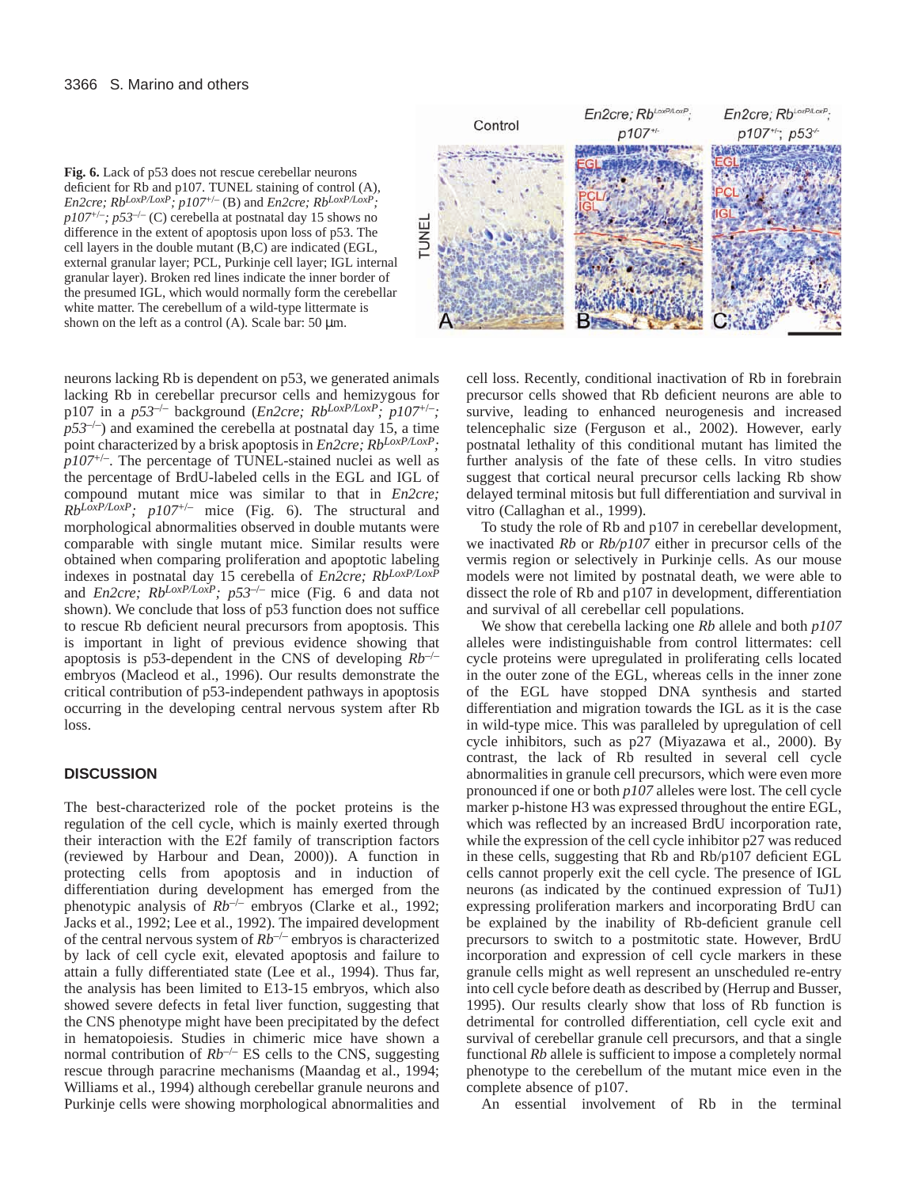**Fig. 6.** Lack of p53 does not rescue cerebellar neurons deficient for Rb and p107. TUNEL staining of control (A), *En2cre; Rb$^{LoxP/LoxP}$; p107$^{+/-}$* (B) and *En2cre; Rb$^{LoxP/LoxP}$; p107$^{+/-}$; p53$^{-/-}$* (C) cerebella at postnatal day 15 shows no difference in the extent of apoptosis upon loss of p53. The cell layers in the double mutant (B,C) are indicated (EGL, external granular layer; PCL, Purkinje cell layer; IGL internal granular layer). Broken red lines indicate the inner border of the presumed IGL, which would normally form the cerebellar white matter. The cerebellum of a wild-type littermate is shown on the left as a control (A). Scale bar: 50 μm.

neurons lacking Rb is dependent on p53, we generated animals lacking Rb in cerebellar precursor cells and hemizygous for p107 in a *p53$^{-/-}$* background (*En2cre; Rb$^{LoxP/LoxP}$; p107$^{+/-}$; p53$^{-/-}$*) and examined the cerebella at postnatal day 15, a time point characterized by a brisk apoptosis in *En2cre; Rb$^{LoxP/LoxP}$; p107$^{+/-}$*. The percentage of TUNEL-stained nuclei as well as the percentage of BrdU-labeled cells in the EGL and IGL of compound mutant mice was similar to that in *En2cre; Rb$^{LoxP/LoxP}$; p107$^{+/-}$* mice (Fig. 6). The structural and morphological abnormalities observed in double mutants were comparable with single mutant mice. Similar results were obtained when comparing proliferation and apoptotic labeling indexes in postnatal day 15 cerebella of *En2cre; Rb$^{LoxP/LoxP}$* and *En2cre; Rb$^{LoxP/LoxP}$; p53$^{-/-}$* mice (Fig. 6 and data not shown). We conclude that loss of p53 function does not suffice to rescue Rb deficient neural precursors from apoptosis. This is important in light of previous evidence showing that apoptosis is p53-dependent in the CNS of developing *Rb$^{-/-}$* embryos (Macleod et al., 1996). Our results demonstrate the critical contribution of p53-independent pathways in apoptosis occurring in the developing central nervous system after Rb loss.

## DISCUSSION

The best-characterized role of the pocket proteins is the regulation of the cell cycle, which is mainly exerted through their interaction with the E2f family of transcription factors (reviewed by Harbour and Dean, 2000)). A function in protecting cells from apoptosis and in induction of differentiation during development has emerged from the phenotypic analysis of *Rb$^{-/-}$* embryos (Clarke et al., 1992; Jacks et al., 1992; Lee et al., 1992). The impaired development of the central nervous system of *Rb$^{-/-}$* embryos is characterized by lack of cell cycle exit, elevated apoptosis and failure to attain a fully differentiated state (Lee et al., 1994). Thus far, the analysis has been limited to E13-15 embryos, which also showed severe defects in fetal liver function, suggesting that the CNS phenotype might have been precipitated by the defect in hematopoiesis. Studies in chimeric mice have shown a normal contribution of *Rb$^{-/-}$* ES cells to the CNS, suggesting rescue through paracrine mechanisms (Maandag et al., 1994; Williams et al., 1994) although cerebellar granule neurons and Purkinje cells were showing morphological abnormalities and cell loss. Recently, conditional inactivation of Rb in forebrain precursor cells showed that Rb deficient neurons are able to survive, leading to enhanced neurogenesis and increased telencephalic size (Ferguson et al., 2002). However, early postnatal lethality of this conditional mutant has limited the further analysis of the fate of these cells. In vitro studies suggest that cortical neural precursor cells lacking Rb show delayed terminal mitosis but full differentiation and survival in vitro (Callaghan et al., 1999).

To study the role of Rb and p107 in cerebellar development, we inactivated *Rb* or *Rb/p107* either in precursor cells of the vermis region or selectively in Purkinje cells. As our mouse models were not limited by postnatal death, we were able to dissect the role of Rb and p107 in development, differentiation and survival of all cerebellar cell populations.

We show that cerebella lacking one *Rb* allele and both *p107* alleles were indistinguishable from control littermates: cell cycle proteins were upregulated in proliferating cells located in the outer zone of the EGL, whereas cells in the inner zone of the EGL have stopped DNA synthesis and started differentiation and migration towards the IGL as it is the case in wild-type mice. This was paralleled by upregulation of cell cycle inhibitors, such as p27 (Miyazawa et al., 2000). By contrast, the lack of Rb resulted in several cell cycle abnormalities in granule cell precursors, which were even more pronounced if one or both *p107* alleles were lost. The cell cycle marker p-histone H3 was expressed throughout the entire EGL, which was reflected by an increased BrdU incorporation rate, while the expression of the cell cycle inhibitor p27 was reduced in these cells, suggesting that Rb and Rb/p107 deficient EGL cells cannot properly exit the cell cycle. The presence of IGL neurons (as indicated by the continued expression of TuJ1) expressing proliferation markers and incorporating BrdU can be explained by the inability of Rb-deficient granule cell precursors to switch to a postmitotic state. However, BrdU incorporation and expression of cell cycle markers in these granule cells might as well represent an unscheduled re-entry into cell cycle before death as described by (Herrup and Busser, 1995). Our results clearly show that loss of Rb function is detrimental for controlled differentiation, cell cycle exit and survival of cerebellar granule cell precursors, and that a single functional *Rb* allele is sufficient to impose a completely normal phenotype to the cerebellum of the mutant mice even in the complete absence of p107.

An essential involvement of Rb in the terminal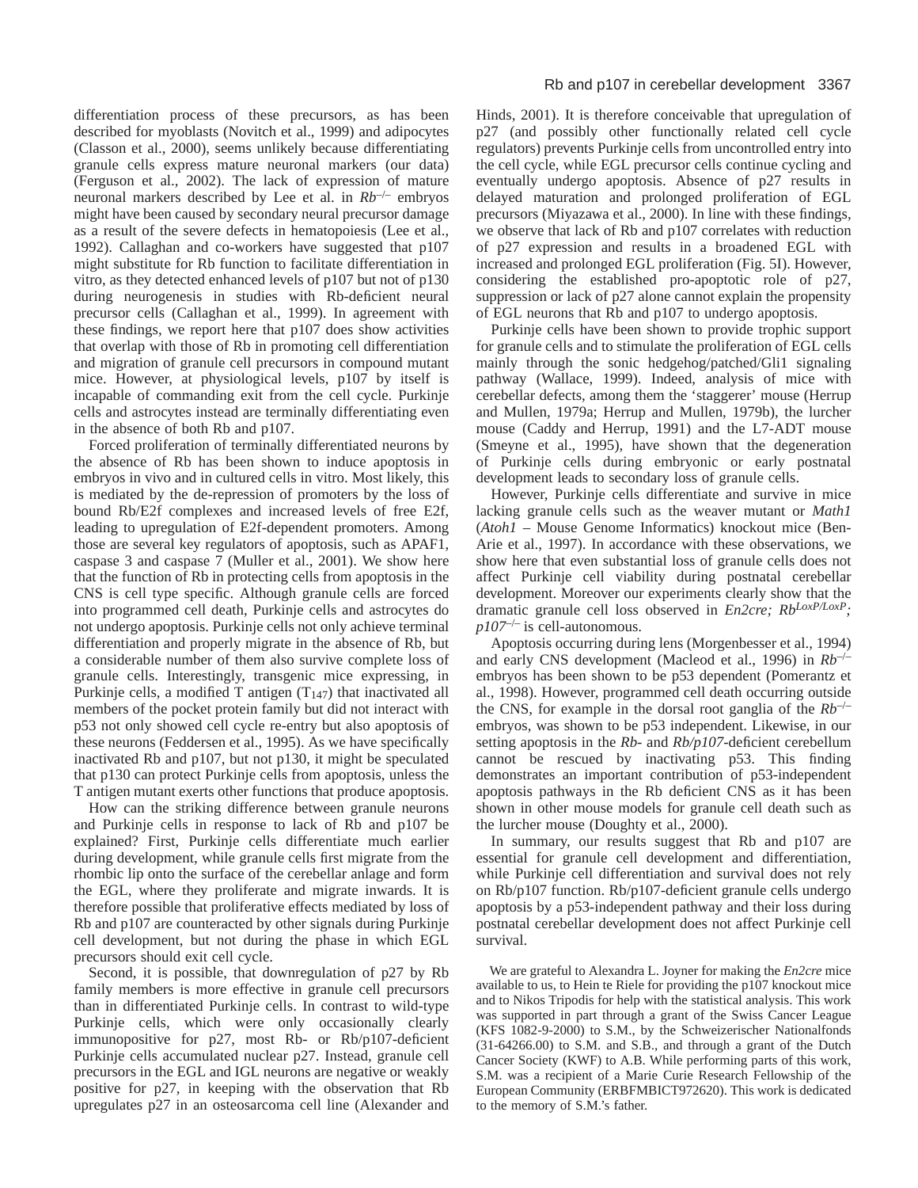differentiation process of these precursors, as has been described for myoblasts (Novitch et al., 1999) and adipocytes (Classon et al., 2000), seems unlikely because differentiating granule cells express mature neuronal markers (our data) (Ferguson et al., 2002). The lack of expression of mature neuronal markers described by Lee et al. in $Rb^{-/-}$ embryos might have been caused by secondary neural precursor damage as a result of the severe defects in hematopoiesis (Lee et al., 1992). Callaghan and co-workers have suggested that p107 might substitute for Rb function to facilitate differentiation in vitro, as they detected enhanced levels of p107 but not of p130 during neurogenesis in studies with Rb-deficient neural precursor cells (Callaghan et al., 1999). In agreement with these findings, we report here that p107 does show activities that overlap with those of Rb in promoting cell differentiation and migration of granule cell precursors in compound mutant mice. However, at physiological levels, p107 by itself is incapable of commanding exit from the cell cycle. Purkinje cells and astrocytes instead are terminally differentiating even in the absence of both Rb and p107.

Forced proliferation of terminally differentiated neurons by the absence of Rb has been shown to induce apoptosis in embryos in vivo and in cultured cells in vitro. Most likely, this is mediated by the de-repression of promoters by the loss of bound Rb/E2f complexes and increased levels of free E2f, leading to upregulation of E2f-dependent promoters. Among those are several key regulators of apoptosis, such as APAF1, caspase 3 and caspase 7 (Muller et al., 2001). We show here that the function of Rb in protecting cells from apoptosis in the CNS is cell type specific. Although granule cells are forced into programmed cell death, Purkinje cells and astrocytes do not undergo apoptosis. Purkinje cells not only achieve terminal differentiation and properly migrate in the absence of Rb, but a considerable number of them also survive complete loss of granule cells. Interestingly, transgenic mice expressing, in Purkinje cells, a modified T antigen ($T_{147}$) that inactivated all members of the pocket protein family but did not interact with p53 not only showed cell cycle re-entry but also apoptosis of these neurons (Feddersen et al., 1995). As we have specifically inactivated Rb and p107, but not p130, it might be speculated that p130 can protect Purkinje cells from apoptosis, unless the T antigen mutant exerts other functions that produce apoptosis.

How can the striking difference between granule neurons and Purkinje cells in response to lack of Rb and p107 be explained? First, Purkinje cells differentiate much earlier during development, while granule cells first migrate from the rhombic lip onto the surface of the cerebellar anlage and form the EGL, where they proliferate and migrate inwards. It is therefore possible that proliferative effects mediated by loss of Rb and p107 are counteracted by other signals during Purkinje cell development, but not during the phase in which EGL precursors should exit cell cycle.

Second, it is possible, that downregulation of p27 by Rb family members is more effective in granule cell precursors than in differentiated Purkinje cells. In contrast to wild-type Purkinje cells, which were only occasionally clearly immunopositive for p27, most Rb- or Rb/p107-deficient Purkinje cells accumulated nuclear p27. Instead, granule cell precursors in the EGL and IGL neurons are negative or weakly positive for p27, in keeping with the observation that Rb upregulates p27 in an osteosarcoma cell line (Alexander and Hinds, 2001). It is therefore conceivable that upregulation of p27 (and possibly other functionally related cell cycle regulators) prevents Purkinje cells from uncontrolled entry into the cell cycle, while EGL precursor cells continue cycling and eventually undergo apoptosis. Absence of p27 results in delayed maturation and prolonged proliferation of EGL precursors (Miyazawa et al., 2000). In line with these findings, we observe that lack of Rb and p107 correlates with reduction of p27 expression and results in a broadened EGL with increased and prolonged EGL proliferation (Fig. 5I). However, considering the established pro-apoptotic role of p27, suppression or lack of p27 alone cannot explain the propensity of EGL neurons that Rb and p107 to undergo apoptosis.

Purkinje cells have been shown to provide trophic support for granule cells and to stimulate the proliferation of EGL cells mainly through the sonic hedgehog/patched/Gli1 signaling pathway (Wallace, 1999). Indeed, analysis of mice with cerebellar defects, among them the 'staggerer' mouse (Herrup and Mullen, 1979a; Herrup and Mullen, 1979b), the lurcher mouse (Caddy and Herrup, 1991) and the L7-ADT mouse (Smeyne et al., 1995), have shown that the degeneration of Purkinje cells during embryonic or early postnatal development leads to secondary loss of granule cells.

However, Purkinje cells differentiate and survive in mice lacking granule cells such as the weaver mutant or *Math1* (*Atoh1* – Mouse Genome Informatics) knockout mice (Ben-Arie et al., 1997). In accordance with these observations, we show here that even substantial loss of granule cells does not affect Purkinje cell viability during postnatal cerebellar development. Moreover our experiments clearly show that the dramatic granule cell loss observed in *En2cre; $Rb^{LoxP/LoxP}$; $p107^{-/-}$* is cell-autonomous.

Apoptosis occurring during lens (Morgenbesser et al., 1994) and early CNS development (Macleod et al., 1996) in $Rb^{-/-}$ embryos has been shown to be p53 dependent (Pomerantz et al., 1998). However, programmed cell death occurring outside the CNS, for example in the dorsal root ganglia of the $Rb^{-/-}$ embryos, was shown to be p53 independent. Likewise, in our setting apoptosis in the *Rb*- and *Rb/p107*-deficient cerebellum cannot be rescued by inactivating p53. This finding demonstrates an important contribution of p53-independent apoptosis pathways in the Rb deficient CNS as it has been shown in other mouse models for granule cell death such as the lurcher mouse (Doughty et al., 2000).

In summary, our results suggest that Rb and p107 are essential for granule cell development and differentiation, while Purkinje cell differentiation and survival does not rely on Rb/p107 function. Rb/p107-deficient granule cells undergo apoptosis by a p53-independent pathway and their loss during postnatal cerebellar development does not affect Purkinje cell survival.

We are grateful to Alexandra L. Joyner for making the *En2cre* mice available to us, to Hein te Riele for providing the p107 knockout mice and to Nikos Tripodis for help with the statistical analysis. This work was supported in part through a grant of the Swiss Cancer League (KFS 1082-9-2000) to S.M., by the Schweizerischer Nationalfonds (31-64266.00) to S.M. and S.B., and through a grant of the Dutch Cancer Society (KWF) to A.B. While performing parts of this work, S.M. was a recipient of a Marie Curie Research Fellowship of the European Community (ERBFMBICT972620). This work is dedicated to the memory of S.M.'s father.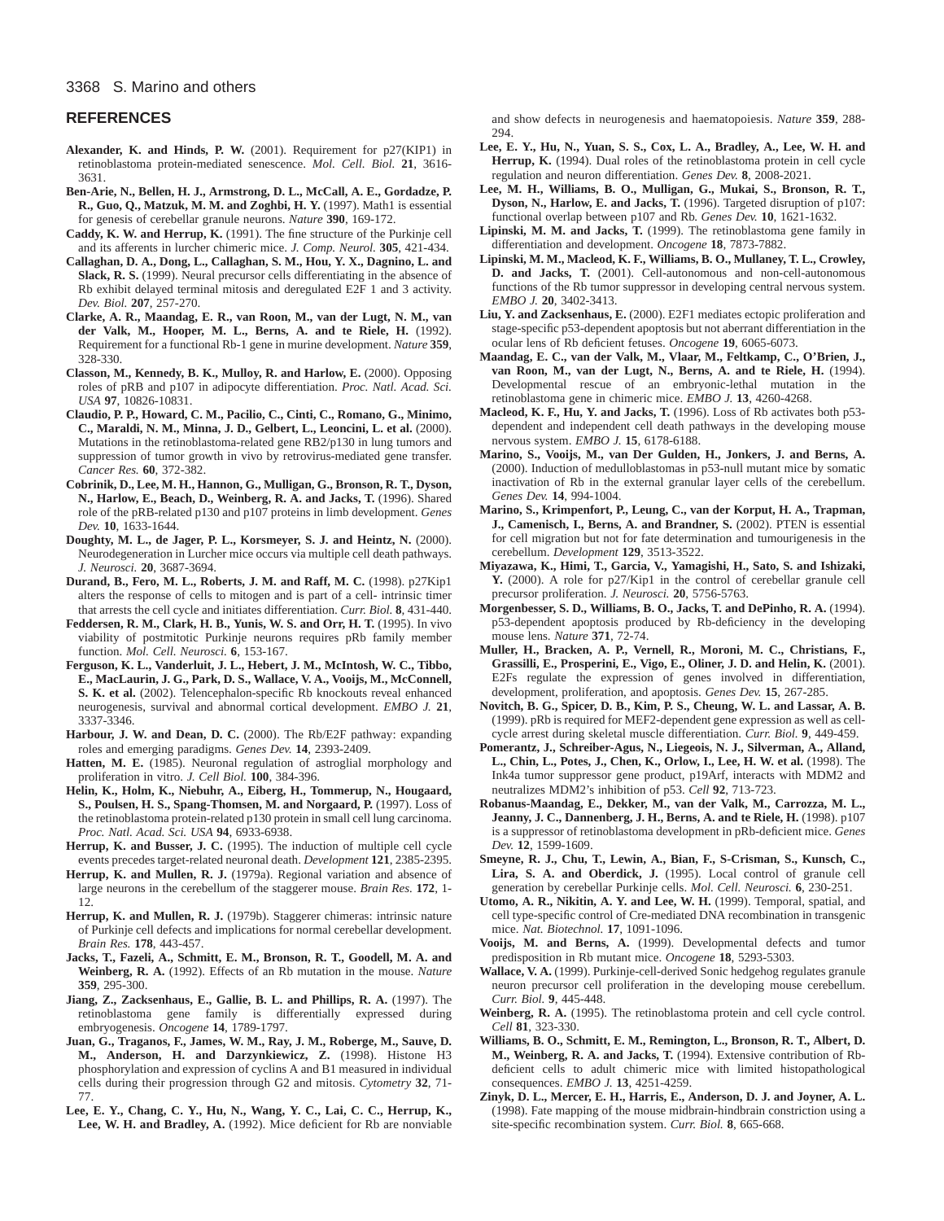## REFERENCES

**Alexander, K. and Hinds, P. W.** (2001). Requirement for p27(KIP1) in retinoblastoma protein-mediated senescence. *Mol. Cell. Biol.* **21**, 3616-3631.

**Ben-Arie, N., Bellen, H. J., Armstrong, D. L., McCall, A. E., Gordadze, P. R., Guo, Q., Matzuk, M. M. and Zoghbi, H. Y.** (1997). Math1 is essential for genesis of cerebellar granule neurons. *Nature* **390**, 169-172.

**Caddy, K. W. and Herrup, K.** (1991). The fine structure of the Purkinje cell and its afferents in lurcher chimeric mice. *J. Comp. Neurol.* **305**, 421-434.

**Callaghan, D. A., Dong, L., Callaghan, S. M., Hou, Y. X., Dagnino, L. and Slack, R. S.** (1999). Neural precursor cells differentiating in the absence of Rb exhibit delayed terminal mitosis and deregulated E2F 1 and 3 activity. *Dev. Biol.* **207**, 257-270.

**Clarke, A. R., Maandag, E. R., van Roon, M., van der Lugt, N. M., van der Valk, M., Hooper, M. L., Berns, A. and te Riele, H.** (1992). Requirement for a functional Rb-1 gene in murine development. *Nature* **359**, 328-330.

**Classon, M., Kennedy, B. K., Mulloy, R. and Harlow, E.** (2000). Opposing roles of pRB and p107 in adipocyte differentiation. *Proc. Natl. Acad. Sci. USA* **97**, 10826-10831.

**Claudio, P. P., Howard, C. M., Pacilio, C., Cinti, C., Romano, G., Minimo, C., Maraldi, N. M., Minna, J. D., Gelbert, L., Leoncini, L. et al.** (2000). Mutations in the retinoblastoma-related gene RB2/p130 in lung tumors and suppression of tumor growth in vivo by retrovirus-mediated gene transfer. *Cancer Res.* **60**, 372-382.

**Cobrinik, D., Lee, M. H., Hannon, G., Mulligan, G., Bronson, R. T., Dyson, N., Harlow, E., Beach, D., Weinberg, R. A. and Jacks, T.** (1996). Shared role of the pRB-related p130 and p107 proteins in limb development. *Genes Dev.* **10**, 1633-1644.

**Doughty, M. L., de Jager, P. L., Korsmeyer, S. J. and Heintz, N.** (2000). Neurodegeneration in Lurcher mice occurs via multiple cell death pathways. *J. Neurosci.* **20**, 3687-3694.

**Durand, B., Fero, M. L., Roberts, J. M. and Raff, M. C.** (1998). p27Kip1 alters the response of cells to mitogen and is part of a cell- intrinsic timer that arrests the cell cycle and initiates differentiation. *Curr. Biol.* **8**, 431-440.

**Feddersen, R. M., Clark, H. B., Yunis, W. S. and Orr, H. T.** (1995). In vivo viability of postmitotic Purkinje neurons requires pRb family member function. *Mol. Cell. Neurosci.* **6**, 153-167.

**Ferguson, K. L., Vanderluit, J. L., Hebert, J. M., McIntosh, W. C., Tibbo, E., MacLaurin, J. G., Park, D. S., Wallace, V. A., Vooijs, M., McConnell, S. K. et al.** (2002). Telencephalon-specific Rb knockouts reveal enhanced neurogenesis, survival and abnormal cortical development. *EMBO J.* **21**, 3337-3346.

**Harbour, J. W. and Dean, D. C.** (2000). The Rb/E2F pathway: expanding roles and emerging paradigms. *Genes Dev.* **14**, 2393-2409.

**Hatten, M. E.** (1985). Neuronal regulation of astroglial morphology and proliferation in vitro. *J. Cell Biol.* **100**, 384-396.

**Helin, K., Holm, K., Niebuhr, A., Eiberg, H., Tommerup, N., Hougaard, S., Poulsen, H. S., Spang-Thomsen, M. and Norgaard, P.** (1997). Loss of the retinoblastoma protein-related p130 protein in small cell lung carcinoma. *Proc. Natl. Acad. Sci. USA* **94**, 6933-6938.

**Herrup, K. and Busser, J. C.** (1995). The induction of multiple cell cycle events precedes target-related neuronal death. *Development* **121**, 2385-2395.

**Herrup, K. and Mullen, R. J.** (1979a). Regional variation and absence of large neurons in the cerebellum of the staggerer mouse. *Brain Res.* **172**, 1-12.

**Herrup, K. and Mullen, R. J.** (1979b). Staggerer chimeras: intrinsic nature of Purkinje cell defects and implications for normal cerebellar development. *Brain Res.* **178**, 443-457.

**Jacks, T., Fazeli, A., Schmitt, E. M., Bronson, R. T., Goodell, M. A. and Weinberg, R. A.** (1992). Effects of an Rb mutation in the mouse. *Nature* **359**, 295-300.

**Jiang, Z., Zacksenhaus, E., Gallie, B. L. and Phillips, R. A.** (1997). The retinoblastoma gene family is differentially expressed during embryogenesis. *Oncogene* **14**, 1789-1797.

**Juan, G., Traganos, F., James, W. M., Ray, J. M., Roberge, M., Sauve, D. M., Anderson, H. and Darzynkiewicz, Z.** (1998). Histone H3 phosphorylation and expression of cyclins A and B1 measured in individual cells during their progression through G2 and mitosis. *Cytometry* **32**, 71-77.

**Lee, E. Y., Chang, C. Y., Hu, N., Wang, Y. C., Lai, C. C., Herrup, K., Lee, W. H. and Bradley, A.** (1992). Mice deficient for Rb are nonviable and show defects in neurogenesis and haematopoiesis. *Nature* **359**, 288-294.

**Lee, E. Y., Hu, N., Yuan, S. S., Cox, L. A., Bradley, A., Lee, W. H. and Herrup, K.** (1994). Dual roles of the retinoblastoma protein in cell cycle regulation and neuron differentiation. *Genes Dev.* **8**, 2008-2021.

**Lee, M. H., Williams, B. O., Mulligan, G., Mukai, S., Bronson, R. T., Dyson, N., Harlow, E. and Jacks, T.** (1996). Targeted disruption of p107: functional overlap between p107 and Rb. *Genes Dev.* **10**, 1621-1632.

**Lipinski, M. M. and Jacks, T.** (1999). The retinoblastoma gene family in differentiation and development. *Oncogene* **18**, 7873-7882.

**Lipinski, M. M., Macleod, K. F., Williams, B. O., Mullaney, T. L., Crowley, D. and Jacks, T.** (2001). Cell-autonomous and non-cell-autonomous functions of the Rb tumor suppressor in developing central nervous system. *EMBO J.* **20**, 3402-3413.

**Liu, Y. and Zacksenhaus, E.** (2000). E2F1 mediates ectopic proliferation and stage-specific p53-dependent apoptosis but not aberrant differentiation in the ocular lens of Rb deficient fetuses. *Oncogene* **19**, 6065-6073.

**Maandag, E. C., van der Valk, M., Vlaar, M., Feltkamp, C., O'Brien, J., van Roon, M., van der Lugt, N., Berns, A. and te Riele, H.** (1994). Developmental rescue of an embryonic-lethal mutation in the retinoblastoma gene in chimeric mice. *EMBO J.* **13**, 4260-4268.

**Macleod, K. F., Hu, Y. and Jacks, T.** (1996). Loss of Rb activates both p53-dependent and independent cell death pathways in the developing mouse nervous system. *EMBO J.* **15**, 6178-6188.

**Marino, S., Vooijs, M., van Der Gulden, H., Jonkers, J. and Berns, A.** (2000). Induction of medulloblastomas in p53-null mutant mice by somatic inactivation of Rb in the external granular layer cells of the cerebellum. *Genes Dev.* **14**, 994-1004.

**Marino, S., Krimpenfort, P., Leung, C., van der Korput, H. A., Trapman, J., Camenisch, I., Berns, A. and Brandner, S.** (2002). PTEN is essential for cell migration but not for fate determination and tumourigenesis in the cerebellum. *Development* **129**, 3513-3522.

**Miyazawa, K., Himi, T., Garcia, V., Yamagishi, H., Sato, S. and Ishizaki, Y.** (2000). A role for p27/Kip1 in the control of cerebellar granule cell precursor proliferation. *J. Neurosci.* **20**, 5756-5763.

**Morgenbesser, S. D., Williams, B. O., Jacks, T. and DePinho, R. A.** (1994). p53-dependent apoptosis produced by Rb-deficiency in the developing mouse lens. *Nature* **371**, 72-74.

**Muller, H., Bracken, A. P., Vernell, R., Moroni, M. C., Christians, F., Grassilli, E., Prosperini, E., Vigo, E., Oliner, J. D. and Helin, K.** (2001). E2Fs regulate the expression of genes involved in differentiation, development, proliferation, and apoptosis. *Genes Dev.* **15**, 267-285.

**Novitch, B. G., Spicer, D. B., Kim, P. S., Cheung, W. L. and Lassar, A. B.** (1999). pRb is required for MEF2-dependent gene expression as well as cell-cycle arrest during skeletal muscle differentiation. *Curr. Biol.* **9**, 449-459.

**Pomerantz, J., Schreiber-Agus, N., Liegeois, N. J., Silverman, A., Alland, L., Chin, L., Potes, J., Chen, K., Orlow, I., Lee, H. W. et al.** (1998). The Ink4a tumor suppressor gene product, p19Arf, interacts with MDM2 and neutralizes MDM2's inhibition of p53. *Cell* **92**, 713-723.

**Robanus-Maandag, E., Dekker, M., van der Valk, M., Carrozza, M. L., Jeanny, J. C., Dannenberg, J. H., Berns, A. and te Riele, H.** (1998). p107 is a suppressor of retinoblastoma development in pRb-deficient mice. *Genes Dev.* **12**, 1599-1609.

**Smeyne, R. J., Chu, T., Lewin, A., Bian, F., S-Crisman, S., Kunsch, C., Lira, S. A. and Oberdick, J.** (1995). Local control of granule cell generation by cerebellar Purkinje cells. *Mol. Cell. Neurosci.* **6**, 230-251.

**Utomo, A. R., Nikitin, A. Y. and Lee, W. H.** (1999). Temporal, spatial, and cell type-specific control of Cre-mediated DNA recombination in transgenic mice. *Nat. Biotechnol.* **17**, 1091-1096.

**Vooijs, M. and Berns, A.** (1999). Developmental defects and tumor predisposition in Rb mutant mice. *Oncogene* **18**, 5293-5303.

**Wallace, V. A.** (1999). Purkinje-cell-derived Sonic hedgehog regulates granule neuron precursor cell proliferation in the developing mouse cerebellum. *Curr. Biol.* **9**, 445-448.

**Weinberg, R. A.** (1995). The retinoblastoma protein and cell cycle control. *Cell* **81**, 323-330.

**Williams, B. O., Schmitt, E. M., Remington, L., Bronson, R. T., Albert, D. M., Weinberg, R. A. and Jacks, T.** (1994). Extensive contribution of Rb-deficient cells to adult chimeric mice with limited histopathological consequences. *EMBO J.* **13**, 4251-4259.

**Zinyk, D. L., Mercer, E. H., Harris, E., Anderson, D. J. and Joyner, A. L.** (1998). Fate mapping of the mouse midbrain-hindbrain constriction using a site-specific recombination system. *Curr. Biol.* **8**, 665-668.